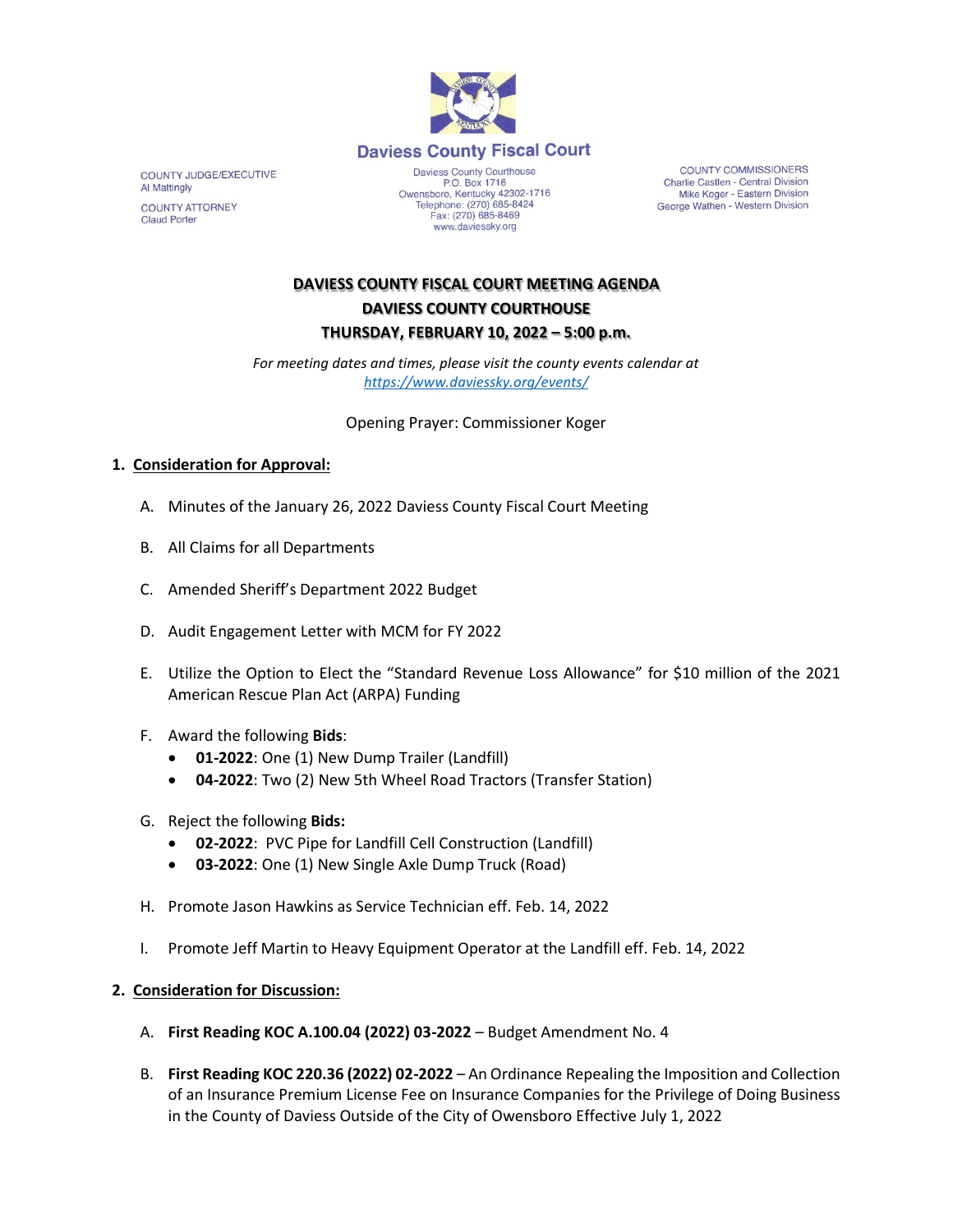**Daviess County Fiscal Court**

COUNTY JUDGE/EXECUTIVE
Al Mattingly

COUNTY ATTORNEY
Claud Porter

Daviess County Courthouse
P.O. Box 1716
Owensboro, Kentucky 42302-1716
Telephone: (270) 685-8424
Fax: (270) 685-8469
www.daviessky.org

COUNTY COMMISSIONERS
Charlie Castlen - Central Division
Mike Koger - Eastern Division
George Wathen - Western Division

# DAVIESS COUNTY FISCAL COURT MEETING AGENDA
## DAVIESS COUNTY COURTHOUSE
## THURSDAY, FEBRUARY 10, 2022 – 5:00 p.m.

*For meeting dates and times, please visit the county events calendar at [https://www.daviessky.org/events/](https://www.daviessky.org/events/)*

Opening Prayer: Commissioner Koger

1. **Consideration for Approval:**

   A. Minutes of the January 26, 2022 Daviess County Fiscal Court Meeting

   B. All Claims for all Departments

   C. Amended Sheriff's Department 2022 Budget

   D. Audit Engagement Letter with MCM for FY 2022

   E. Utilize the Option to Elect the "Standard Revenue Loss Allowance" for $10 million of the 2021 American Rescue Plan Act (ARPA) Funding

   F. Award the following **Bids**:
      - **01-2022**: One (1) New Dump Trailer (Landfill)
      - **04-2022**: Two (2) New 5th Wheel Road Tractors (Transfer Station)

   G. Reject the following **Bids:**
      - **02-2022**: PVC Pipe for Landfill Cell Construction (Landfill)
      - **03-2022**: One (1) New Single Axle Dump Truck (Road)

   H. Promote Jason Hawkins as Service Technician eff. Feb. 14, 2022

   I. Promote Jeff Martin to Heavy Equipment Operator at the Landfill eff. Feb. 14, 2022

2. **Consideration for Discussion:**

   A. **First Reading KOC A.100.04 (2022) 03-2022** – Budget Amendment No. 4

   B. **First Reading KOC 220.36 (2022) 02-2022** – An Ordinance Repealing the Imposition and Collection of an Insurance Premium License Fee on Insurance Companies for the Privilege of Doing Business in the County of Daviess Outside of the City of Owensboro Effective July 1, 2022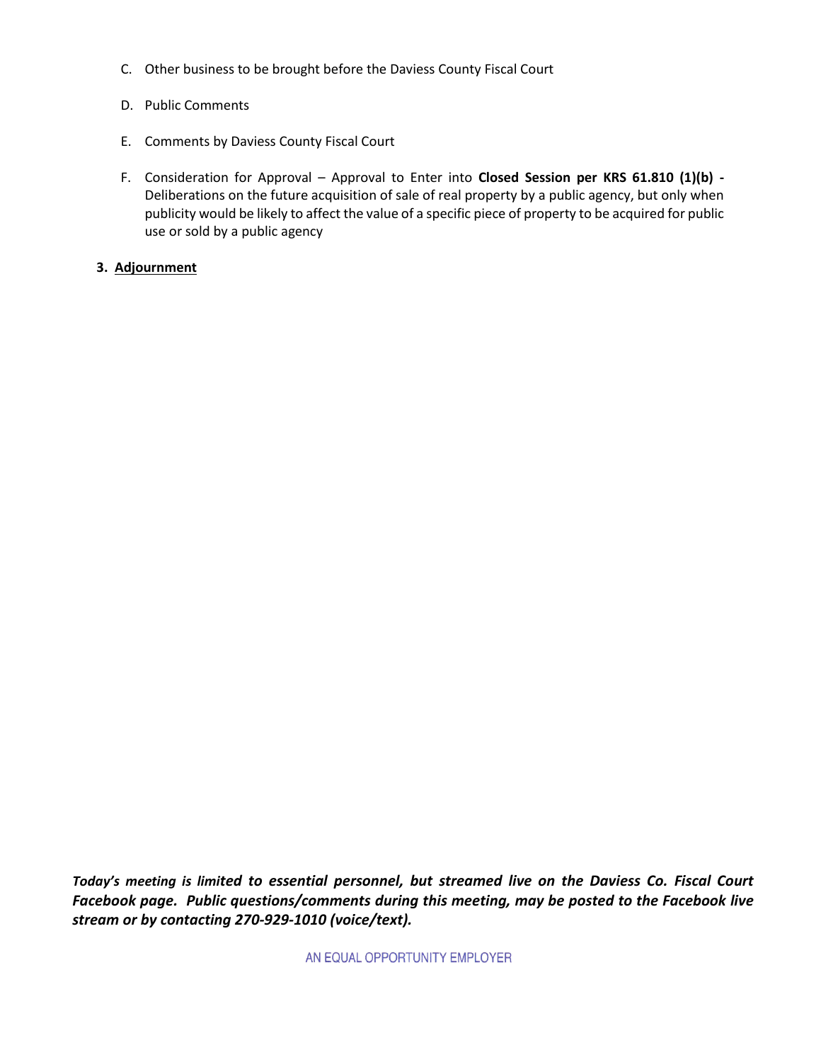C. Other business to be brought before the Daviess County Fiscal Court

D. Public Comments

E. Comments by Daviess County Fiscal Court

F. Consideration for Approval – Approval to Enter into **Closed Session per KRS 61.810 (1)(b) -** Deliberations on the future acquisition of sale of real property by a public agency, but only when publicity would be likely to affect the value of a specific piece of property to be acquired for public use or sold by a public agency

**3. Adjournment**

***Today's meeting is limited to essential personnel, but streamed live on the Daviess Co. Fiscal Court Facebook page. Public questions/comments during this meeting, may be posted to the Facebook live stream or by contacting 270-929-1010 (voice/text).***

AN EQUAL OPPORTUNITY EMPLOYER